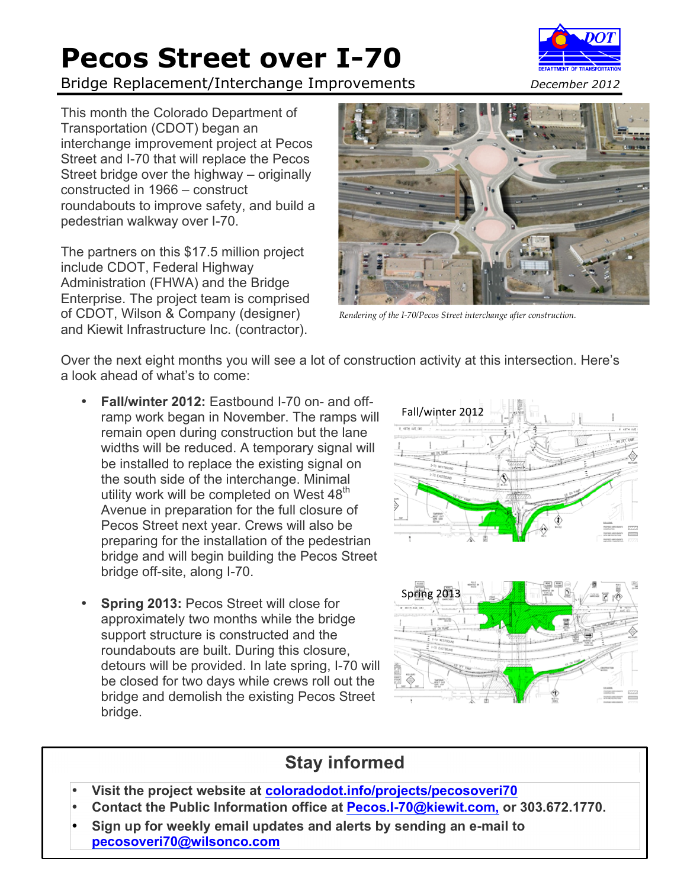# Pecos Street over I-70

Bridge Replacement/Interchange Improvements

*December 2012*

This month the Colorado Department of Transportation (CDOT) began an interchange improvement project at Pecos Street and I-70 that will replace the Pecos Street bridge over the highway – originally constructed in 1966 – construct roundabouts to improve safety, and build a pedestrian walkway over I-70.

The partners on this $17.5 million project include CDOT, Federal Highway Administration (FHWA) and the Bridge Enterprise. The project team is comprised of CDOT, Wilson & Company (designer) and Kiewit Infrastructure Inc. (contractor).

*Rendering of the I-70/Pecos Street interchange after construction.*

Over the next eight months you will see a lot of construction activity at this intersection. Here's a look ahead of what's to come:

- **Fall/winter 2012:** Eastbound I-70 on- and off-ramp work began in November. The ramps will remain open during construction but the lane widths will be reduced. A temporary signal will be installed to replace the existing signal on the south side of the interchange. Minimal utility work will be completed on West 48th Avenue in preparation for the full closure of Pecos Street next year. Crews will also be preparing for the installation of the pedestrian bridge and will begin building the Pecos Street bridge off-site, along I-70.

- **Spring 2013:** Pecos Street will close for approximately two months while the bridge support structure is constructed and the roundabouts are built. During this closure, detours will be provided. In late spring, I-70 will be closed for two days while crews roll out the bridge and demolish the existing Pecos Street bridge.

Fall/winter 2012

Spring 2013

## Stay informed

- **Visit the project website at coloradodot.info/projects/pecosoveri70**
- **Contact the Public Information office at Pecos.I-70@kiewit.com, or 303.672.1770.**
- **Sign up for weekly email updates and alerts by sending an e-mail to pecosoveri70@wilsonco.com**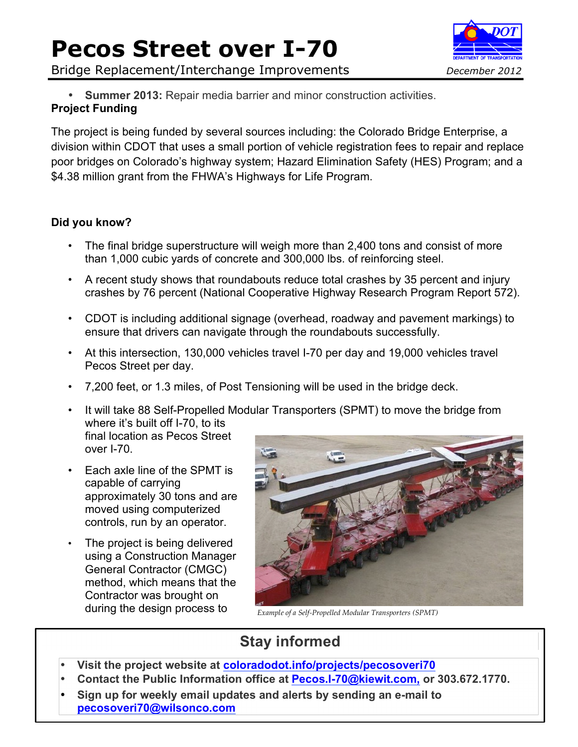- **Summer 2013:** Repair media barrier and minor construction activities.

**Project Funding**

The project is being funded by several sources including: the Colorado Bridge Enterprise, a division within CDOT that uses a small portion of vehicle registration fees to repair and replace poor bridges on Colorado's highway system; Hazard Elimination Safety (HES) Program; and a $4.38 million grant from the FHWA's Highways for Life Program.

**Did you know?**

- The final bridge superstructure will weigh more than 2,400 tons and consist of more than 1,000 cubic yards of concrete and 300,000 lbs. of reinforcing steel.
- A recent study shows that roundabouts reduce total crashes by 35 percent and injury crashes by 76 percent (National Cooperative Highway Research Program Report 572).
- CDOT is including additional signage (overhead, roadway and pavement markings) to ensure that drivers can navigate through the roundabouts successfully.
- At this intersection, 130,000 vehicles travel I-70 per day and 19,000 vehicles travel Pecos Street per day.
- 7,200 feet, or 1.3 miles, of Post Tensioning will be used in the bridge deck.
- It will take 88 Self-Propelled Modular Transporters (SPMT) to move the bridge from where it's built off I-70, to its final location as Pecos Street over I-70.
- Each axle line of the SPMT is capable of carrying approximately 30 tons and are moved using computerized controls, run by an operator.
- The project is being delivered using a Construction Manager General Contractor (CMGC) method, which means that the Contractor was brought on during the design process to

*Example of a Self-Propelled Modular Transporters (SPMT)*

## Stay informed

- **Visit the project website at coloradodot.info/projects/pecosoveri70**
- **Contact the Public Information office at Pecos.I-70@kiewit.com, or 303.672.1770.**
- **Sign up for weekly email updates and alerts by sending an e-mail to pecosoveri70@wilsonco.com**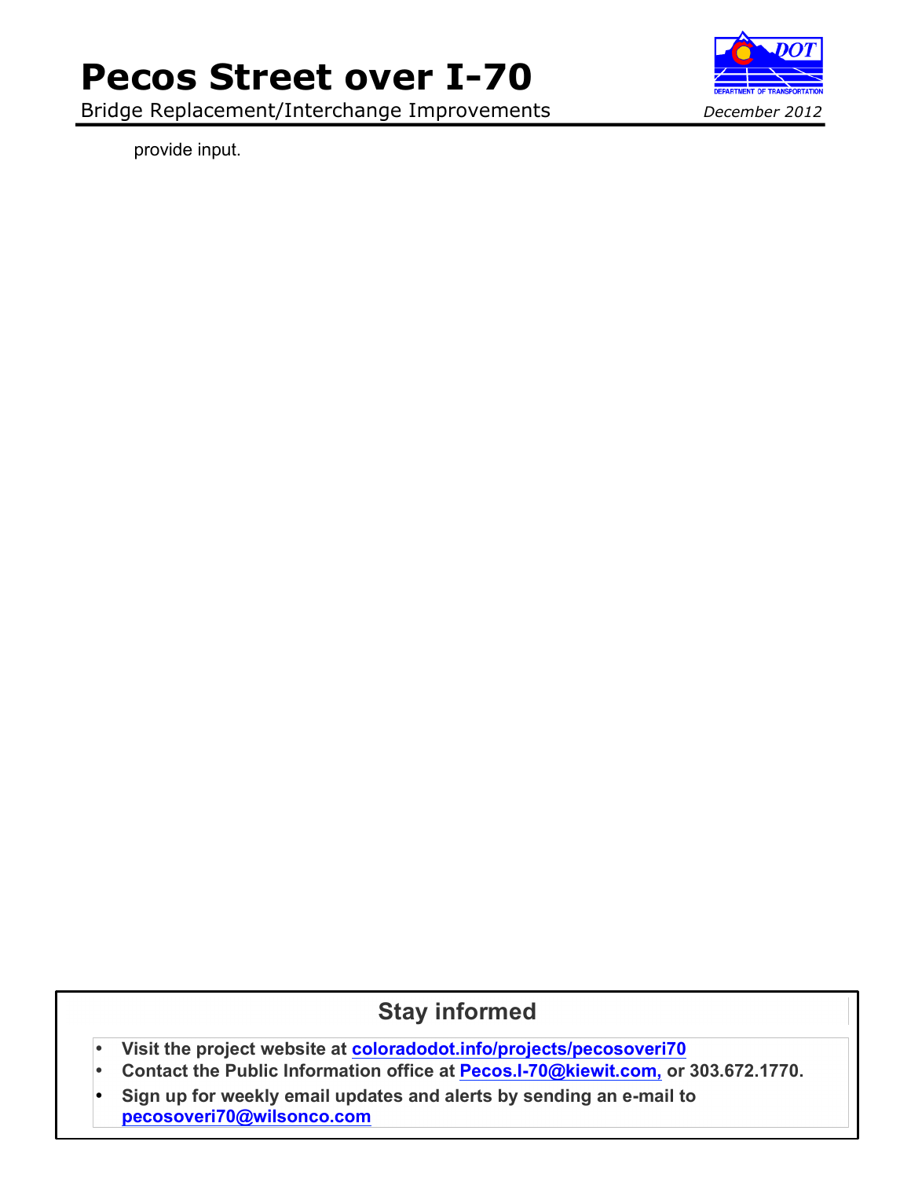provide input.

## Stay informed

- **Visit the project website at [coloradodot.info/projects/pecosoveri70](coloradodot.info/projects/pecosoveri70)**
- **Contact the Public Information office at [Pecos.I-70@kiewit.com,](mailto:Pecos.I-70@kiewit.com) or 303.672.1770.**
- **Sign up for weekly email updates and alerts by sending an e-mail to [pecosoveri70@wilsonco.com](mailto:pecosoveri70@wilsonco.com)**